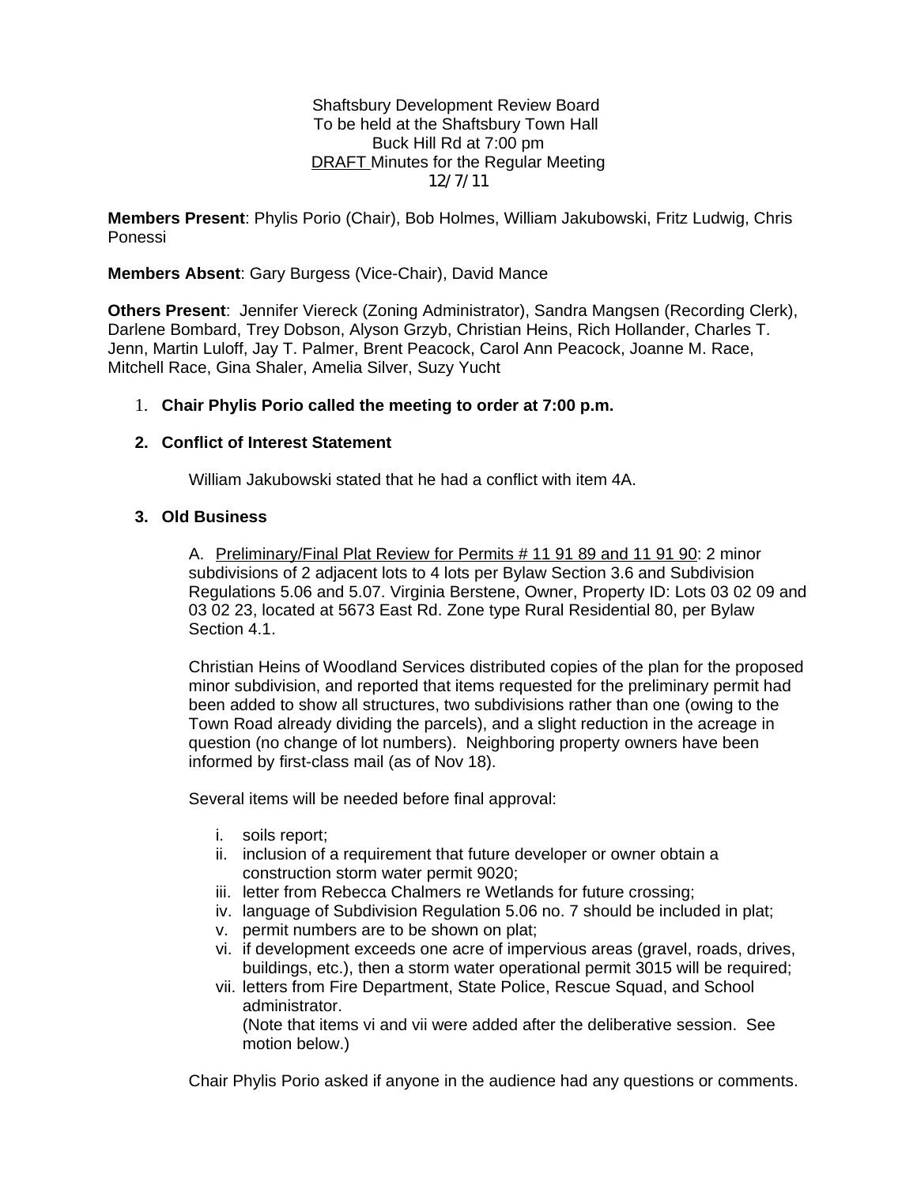Shaftsbury Development Review Board
To be held at the Shaftsbury Town Hall
Buck Hill Rd at 7:00 pm
DRAFT Minutes for the Regular Meeting
12/7/11

**Members Present**: Phylis Porio (Chair), Bob Holmes, William Jakubowski, Fritz Ludwig, Chris Ponessi

**Members Absent**: Gary Burgess (Vice-Chair), David Mance

**Others Present**: Jennifer Viereck (Zoning Administrator), Sandra Mangsen (Recording Clerk), Darlene Bombard, Trey Dobson, Alyson Grzyb, Christian Heins, Rich Hollander, Charles T. Jenn, Martin Luloff, Jay T. Palmer, Brent Peacock, Carol Ann Peacock, Joanne M. Race, Mitchell Race, Gina Shaler, Amelia Silver, Suzy Yucht

1. **Chair Phylis Porio called the meeting to order at 7:00 p.m.**

2. **Conflict of Interest Statement**

   William Jakubowski stated that he had a conflict with item 4A.

3. **Old Business**

   A. Preliminary/Final Plat Review for Permits # 11 91 89 and 11 91 90: 2 minor subdivisions of 2 adjacent lots to 4 lots per Bylaw Section 3.6 and Subdivision Regulations 5.06 and 5.07. Virginia Berstene, Owner, Property ID: Lots 03 02 09 and 03 02 23, located at 5673 East Rd. Zone type Rural Residential 80, per Bylaw Section 4.1.

   Christian Heins of Woodland Services distributed copies of the plan for the proposed minor subdivision, and reported that items requested for the preliminary permit had been added to show all structures, two subdivisions rather than one (owing to the Town Road already dividing the parcels), and a slight reduction in the acreage in question (no change of lot numbers). Neighboring property owners have been informed by first-class mail (as of Nov 18).

   Several items will be needed before final approval:

   i. soils report;
   ii. inclusion of a requirement that future developer or owner obtain a construction storm water permit 9020;
   iii. letter from Rebecca Chalmers re Wetlands for future crossing;
   iv. language of Subdivision Regulation 5.06 no. 7 should be included in plat;
   v. permit numbers are to be shown on plat;
   vi. if development exceeds one acre of impervious areas (gravel, roads, drives, buildings, etc.), then a storm water operational permit 3015 will be required;
   vii. letters from Fire Department, State Police, Rescue Squad, and School administrator.
   (Note that items vi and vii were added after the deliberative session. See motion below.)

   Chair Phylis Porio asked if anyone in the audience had any questions or comments.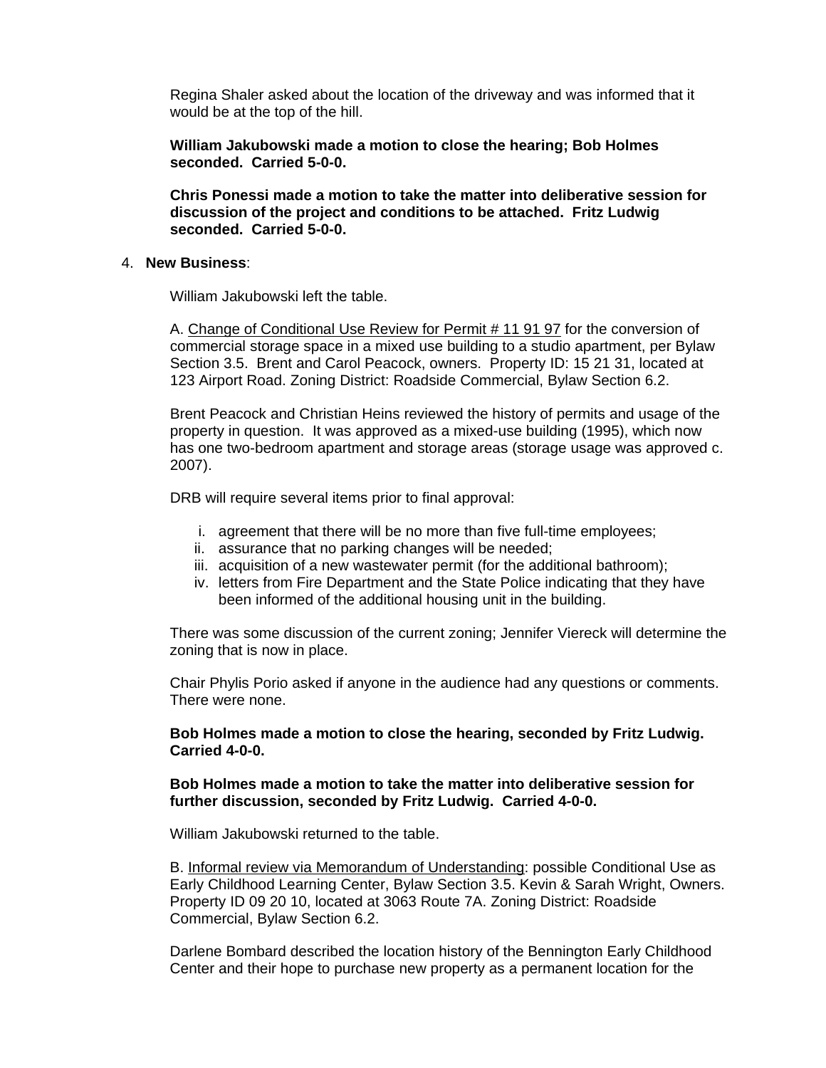Regina Shaler asked about the location of the driveway and was informed that it would be at the top of the hill.

**William Jakubowski made a motion to close the hearing; Bob Holmes seconded. Carried 5-0-0.**

**Chris Ponessi made a motion to take the matter into deliberative session for discussion of the project and conditions to be attached. Fritz Ludwig seconded. Carried 5-0-0.**

4. **New Business**:

William Jakubowski left the table.

A. <u>Change of Conditional Use Review for Permit # 11 91 97</u> for the conversion of commercial storage space in a mixed use building to a studio apartment, per Bylaw Section 3.5. Brent and Carol Peacock, owners. Property ID: 15 21 31, located at 123 Airport Road. Zoning District: Roadside Commercial, Bylaw Section 6.2.

Brent Peacock and Christian Heins reviewed the history of permits and usage of the property in question. It was approved as a mixed-use building (1995), which now has one two-bedroom apartment and storage areas (storage usage was approved c. 2007).

DRB will require several items prior to final approval:

i. agreement that there will be no more than five full-time employees;
ii. assurance that no parking changes will be needed;
iii. acquisition of a new wastewater permit (for the additional bathroom);
iv. letters from Fire Department and the State Police indicating that they have been informed of the additional housing unit in the building.

There was some discussion of the current zoning; Jennifer Viereck will determine the zoning that is now in place.

Chair Phylis Porio asked if anyone in the audience had any questions or comments. There were none.

**Bob Holmes made a motion to close the hearing, seconded by Fritz Ludwig. Carried 4-0-0.**

**Bob Holmes made a motion to take the matter into deliberative session for further discussion, seconded by Fritz Ludwig. Carried 4-0-0.**

William Jakubowski returned to the table.

B. <u>Informal review via Memorandum of Understanding</u>: possible Conditional Use as Early Childhood Learning Center, Bylaw Section 3.5. Kevin & Sarah Wright, Owners. Property ID 09 20 10, located at 3063 Route 7A. Zoning District: Roadside Commercial, Bylaw Section 6.2.

Darlene Bombard described the location history of the Bennington Early Childhood Center and their hope to purchase new property as a permanent location for the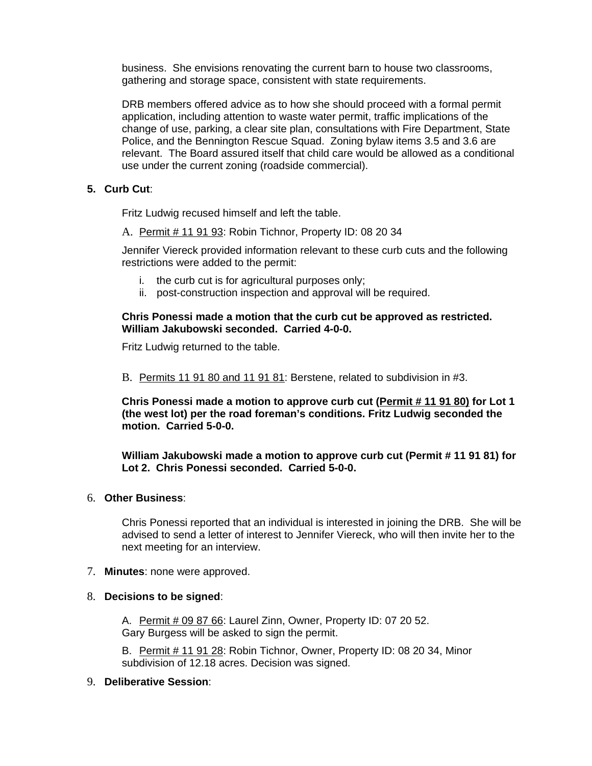business. She envisions renovating the current barn to house two classrooms, gathering and storage space, consistent with state requirements.

DRB members offered advice as to how she should proceed with a formal permit application, including attention to waste water permit, traffic implications of the change of use, parking, a clear site plan, consultations with Fire Department, State Police, and the Bennington Rescue Squad. Zoning bylaw items 3.5 and 3.6 are relevant. The Board assured itself that child care would be allowed as a conditional use under the current zoning (roadside commercial).

5. **Curb Cut**:

Fritz Ludwig recused himself and left the table.

A. Permit # 11 91 93: Robin Tichnor, Property ID: 08 20 34

Jennifer Viereck provided information relevant to these curb cuts and the following restrictions were added to the permit:

i. the curb cut is for agricultural purposes only;
ii. post-construction inspection and approval will be required.

**Chris Ponessi made a motion that the curb cut be approved as restricted. William Jakubowski seconded. Carried 4-0-0.**

Fritz Ludwig returned to the table.

B. Permits 11 91 80 and 11 91 81: Berstene, related to subdivision in #3.

**Chris Ponessi made a motion to approve curb cut (Permit # 11 91 80) for Lot 1 (the west lot) per the road foreman's conditions. Fritz Ludwig seconded the motion. Carried 5-0-0.**

**William Jakubowski made a motion to approve curb cut (Permit # 11 91 81) for Lot 2. Chris Ponessi seconded. Carried 5-0-0.**

6. **Other Business**:

Chris Ponessi reported that an individual is interested in joining the DRB. She will be advised to send a letter of interest to Jennifer Viereck, who will then invite her to the next meeting for an interview.

7. **Minutes**: none were approved.

8. **Decisions to be signed**:

A. Permit # 09 87 66: Laurel Zinn, Owner, Property ID: 07 20 52.
Gary Burgess will be asked to sign the permit.

B. Permit # 11 91 28: Robin Tichnor, Owner, Property ID: 08 20 34, Minor subdivision of 12.18 acres. Decision was signed.

9. **Deliberative Session**: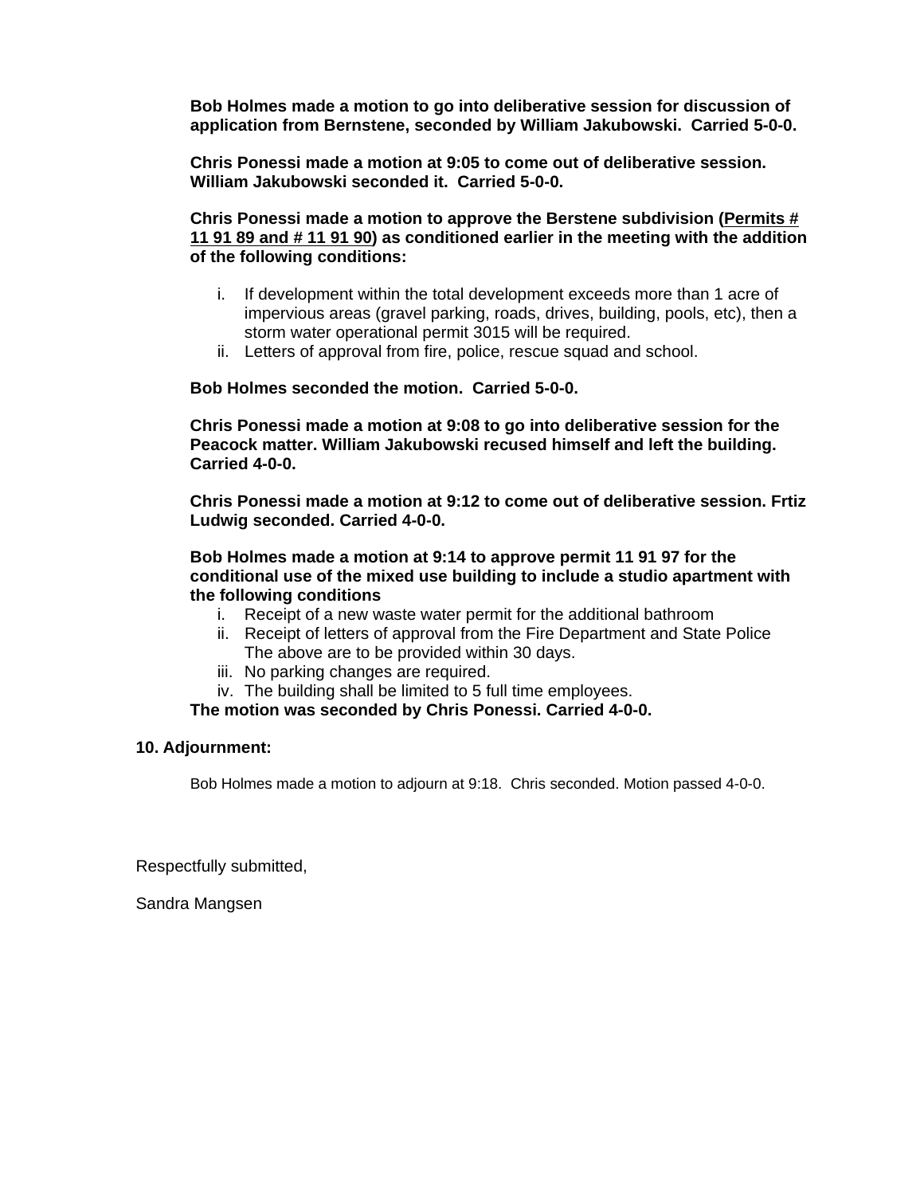**Bob Holmes made a motion to go into deliberative session for discussion of application from Bernstene, seconded by William Jakubowski. Carried 5-0-0.**

**Chris Ponessi made a motion at 9:05 to come out of deliberative session. William Jakubowski seconded it. Carried 5-0-0.**

**Chris Ponessi made a motion to approve the Berstene subdivision (<u>Permits # 11 91 89 and # 11 91 90</u>) as conditioned earlier in the meeting with the addition of the following conditions:**

i. If development within the total development exceeds more than 1 acre of impervious areas (gravel parking, roads, drives, building, pools, etc), then a storm water operational permit 3015 will be required.
ii. Letters of approval from fire, police, rescue squad and school.

**Bob Holmes seconded the motion. Carried 5-0-0.**

**Chris Ponessi made a motion at 9:08 to go into deliberative session for the Peacock matter. William Jakubowski recused himself and left the building. Carried 4-0-0.**

**Chris Ponessi made a motion at 9:12 to come out of deliberative session. Frtiz Ludwig seconded. Carried 4-0-0.**

**Bob Holmes made a motion at 9:14 to approve permit 11 91 97 for the conditional use of the mixed use building to include a studio apartment with the following conditions**

i. Receipt of a new waste water permit for the additional bathroom
ii. Receipt of letters of approval from the Fire Department and State Police The above are to be provided within 30 days.
iii. No parking changes are required.
iv. The building shall be limited to 5 full time employees.

**The motion was seconded by Chris Ponessi. Carried 4-0-0.**

**10. Adjournment:**

Bob Holmes made a motion to adjourn at 9:18. Chris seconded. Motion passed 4-0-0.

Respectfully submitted,

Sandra Mangsen